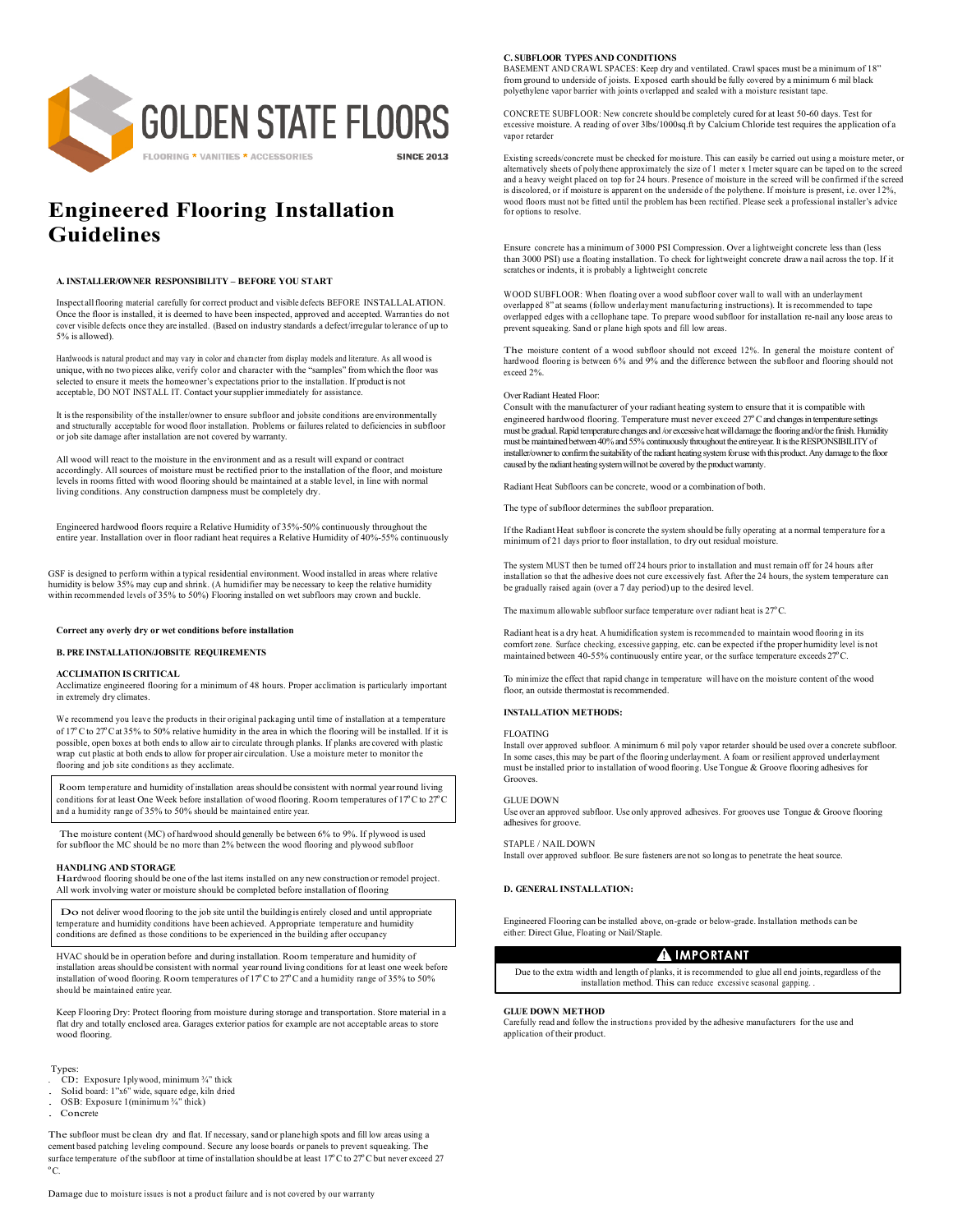GOLDEN STATE FLOORS

FLOORING * VANITIES * ACCESSORIES SINCE 2013

# Engineered Flooring Installation Guidelines

**A. INSTALLER/OWNER RESPONSIBILITY – BEFORE YOU START**

Inspect all flooring material carefully for correct product and visible defects BEFORE INSTALLALATION. Once the floor is installed, it is deemed to have been inspected, approved and accepted. Warranties do not cover visible defects once they are installed. (Based on industry standards a defect/irregular tolerance of up to 5% is allowed).

Hardwoods is natural product and may vary in color and character from display models and literature. As all wood is unique, with no two pieces alike, verify color and character with the "samples" from which the floor was selected to ensure it meets the homeowner's expectations prior to the installation. If product is not acceptable, DO NOT INSTALL IT. Contact your supplier immediately for assistance.

It is the responsibility of the installer/owner to ensure subfloor and jobsite conditions are environmentally and structurally acceptable for wood floor installation. Problems or failures related to deficiencies in subfloor or job site damage after installation are not covered by warranty.

All wood will react to the moisture in the environment and as a result will expand or contract accordingly. All sources of moisture must be rectified prior to the installation of the floor, and moisture levels in rooms fitted with wood flooring should be maintained at a stable level, in line with normal living conditions. Any construction dampness must be completely dry.

Engineered hardwood floors require a Relative Humidity of 35%-50% continuously throughout the entire year. Installation over in floor radiant heat requires a Relative Humidity of 40%-55% continuously

GSF is designed to perform within a typical residential environment. Wood installed in areas where relative humidity is below 35% may cup and shrink. (A humidifier may be necessary to keep the relative humidity within recommended levels of 35% to 50%) Flooring installed on wet subfloors may crown and buckle.

**Correct any overly dry or wet conditions before installation**

**B. PRE INSTALLATION/JOBSITE REQUIREMENTS**

**ACCLIMATION IS CRITICAL**

Acclimatize engineered flooring for a minimum of 48 hours. Proper acclimation is particularly important in extremely dry climates.

We recommend you leave the products in their original packaging until time of installation at a temperature of 17°C to 27°C at 35% to 50% relative humidity in the area in which the flooring will be installed. If it is possible, open boxes at both ends to allow air to circulate through planks. If planks are covered with plastic wrap cut plastic at both ends to allow for proper air circulation. Use a moisture meter to monitor the flooring and job site conditions as they acclimate.

Room temperature and humidity of installation areas should be consistent with normal year round living conditions for at least One Week before installation of wood flooring. Room temperatures of 17°C to 27°C and a humidity range of 35% to 50% should be maintained entire year.

The moisture content (MC) of hardwood should generally be between 6% to 9%. If plywood is used for subfloor the MC should be no more than 2% between the wood flooring and plywood subfloor

**HANDLING AND STORAGE**

Hardwood flooring should be one of the last items installed on any new construction or remodel project. All work involving water or moisture should be completed before installation of flooring

Do not deliver wood flooring to the job site until the building is entirely closed and until appropriate temperature and humidity conditions have been achieved. Appropriate temperature and humidity conditions are defined as those conditions to be experienced in the building after occupancy

HVAC should be in operation before and during installation. Room temperature and humidity of installation areas should be consistent with normal year round living conditions for at least one week before installation of wood flooring. Room temperatures of 17°C to 27°C and a humidity range of 35% to 50% should be maintained entire year.

Keep Flooring Dry: Protect flooring from moisture during storage and transportation. Store material in a flat dry and totally enclosed area. Garages exterior patios for example are not acceptable areas to store wood flooring.

Types:

- CD: Exposure 1plywood, minimum ¾" thick
- Solid board: 1"x6" wide, square edge, kiln dried
- OSB: Exposure 1(minimum ¾" thick)
- Concrete

The subfloor must be clean dry and flat. If necessary, sand or plane high spots and fill low areas using a cement based patching leveling compound. Secure any loose boards or panels to prevent squeaking. The surface temperature of the subfloor at time of installation should be at least 17°C to 27°C but never exceed 27 °C.

Damage due to moisture issues is not a product failure and is not covered by our warranty

**C. SUBFLOOR TYPES AND CONDITIONS**

BASEMENT AND CRAWL SPACES: Keep dry and ventilated. Crawl spaces must be a minimum of 18" from ground to underside of joists. Exposed earth should be fully covered by a minimum 6 mil black polyethylene vapor barrier with joints overlapped and sealed with a moisture resistant tape.

CONCRETE SUBFLOOR: New concrete should be completely cured for at least 50-60 days. Test for excessive moisture. A reading of over 3lbs/1000sq.ft by Calcium Chloride test requires the application of a vapor retarder

Existing screeds/concrete must be checked for moisture. This can easily be carried out using a moisture meter, or alternatively sheets of polythene approximately the size of 1 meter x 1meter square can be taped on to the screed and a heavy weight placed on top for 24 hours. Presence of moisture in the screed will be confirmed if the screed is discolored, or if moisture is apparent on the underside of the polythene. If moisture is present, i.e. over 12%, wood floors must not be fitted until the problem has been rectified. Please seek a professional installer's advice for options to resolve.

Ensure concrete has a minimum of 3000 PSI Compression. Over a lightweight concrete less than (less than 3000 PSI) use a floating installation. To check for lightweight concrete draw a nail across the top. If it scratches or indents, it is probably a lightweight concrete

WOOD SUBFLOOR: When floating over a wood subfloor cover wall to wall with an underlayment overlapped 8" at seams (follow underlayment manufacturing instructions). It is recommended to tape overlapped edges with a cellophane tape. To prepare wood subfloor for installation re-nail any loose areas to prevent squeaking. Sand or plane high spots and fill low areas.

The moisture content of a wood subfloor should not exceed 12%. In general the moisture content of hardwood flooring is between 6% and 9% and the difference between the subfloor and flooring should not exceed 2%.

Over Radiant Heated Floor:

Consult with the manufacturer of your radiant heating system to ensure that it is compatible with engineered hardwood flooring. Temperature must never exceed 27°C and changes in temperature settings must be gradual. Rapid temperature changes and /or excessive heat will damage the flooring and/or the finish. Humidity must be maintained between 40% and 55% continuously throughout the entire year. It is the RESPONSIBILITY of installer/owner to confirm the suitability of the radiant heating system for use with this product. Any damage to the floor caused by the radiant heating system will not be covered by the product warranty.

Radiant Heat Subfloors can be concrete, wood or a combination of both.

The type of subfloor determines the subfloor preparation.

If the Radiant Heat subfloor is concrete the system should be fully operating at a normal temperature for a minimum of 21 days prior to floor installation, to dry out residual moisture.

The system MUST then be turned off 24 hours prior to installation and must remain off for 24 hours after installation so that the adhesive does not cure excessively fast. After the 24 hours, the system temperature can be gradually raised again (over a 7 day period) up to the desired level.

The maximum allowable subfloor surface temperature over radiant heat is 27°C.

Radiant heat is a dry heat. A humidification system is recommended to maintain wood flooring in its comfort zone. Surface checking, excessive gapping, etc. can be expected if the proper humidity level is not maintained between 40-55% continuously entire year, or the surface temperature exceeds 27°C.

To minimize the effect that rapid change in temperature will have on the moisture content of the wood floor, an outside thermostat is recommended.

**INSTALLATION METHODS:**

FLOATING

Install over approved subfloor. A minimum 6 mil poly vapor retarder should be used over a concrete subfloor. In some cases, this may be part of the flooring underlayment. A foam or resilient approved underlayment must be installed prior to installation of wood flooring. Use Tongue & Groove flooring adhesives for Grooves.

GLUE DOWN

Use over an approved subfloor. Use only approved adhesives. For grooves use Tongue & Groove flooring adhesives for groove.

STAPLE / NAIL DOWN

Install over approved subfloor. Be sure fasteners are not so long as to penetrate the heat source.

**D. GENERAL INSTALLATION:**

Engineered Flooring can be installed above, on-grade or below-grade. Installation methods can be either: Direct Glue, Floating or Nail/Staple.

**⚠ IMPORTANT**

Due to the extra width and length of planks, it is recommended to glue all end joints, regardless of the installation method. This can reduce excessive seasonal gapping. .

**GLUE DOWN METHOD**

Carefully read and follow the instructions provided by the adhesive manufacturers for the use and application of their product.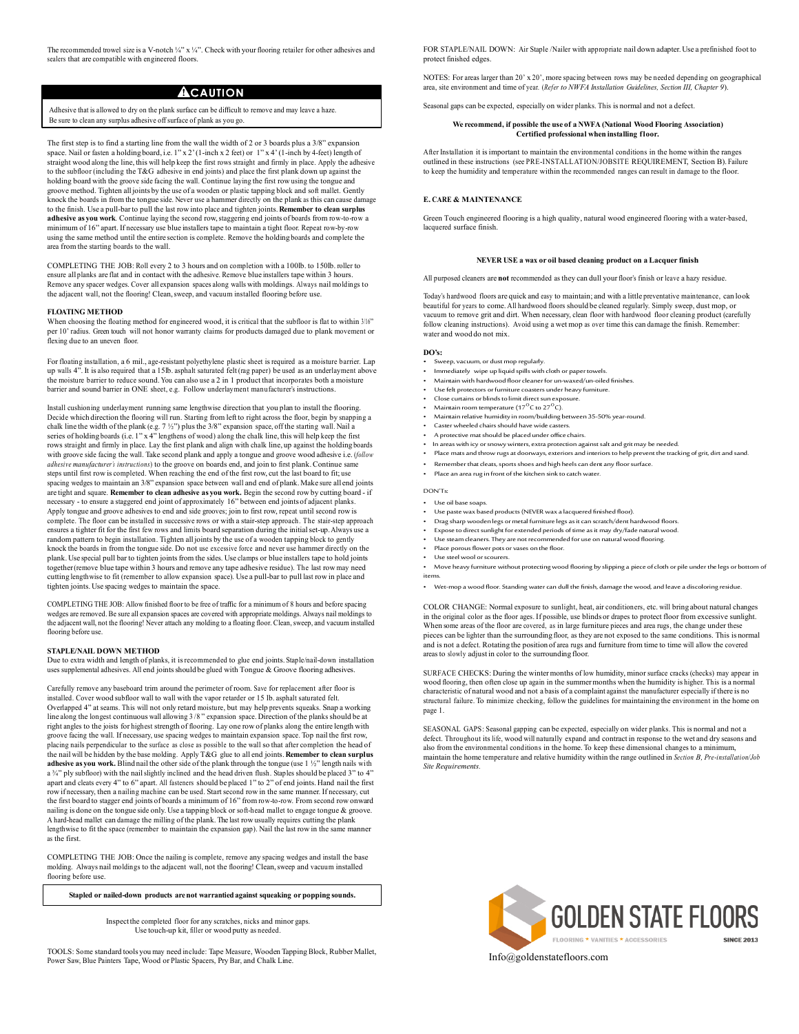The recommended trowel size is a V-notch ¼" x ¼". Check with your flooring retailer for other adhesives and sealers that are compatible with engineered floors.

## ⚠CAUTION

Adhesive that is allowed to dry on the plank surface can be difficult to remove and may leave a haze. Be sure to clean any surplus adhesive off surface of plank as you go.

The first step is to find a starting line from the wall the width of 2 or 3 boards plus a 3/8" expansion space. Nail or fasten a holding board, i.e. 1" x 2' (1-inch x 2 feet) or 1" x 4' (1-inch by 4-feet) length of straight wood along the line, this will help keep the first rows straight and firmly in place. Apply the adhesive to the subfloor (including the T&G adhesive in end joints) and place the first plank down up against the holding board with the groove side facing the wall. Continue laying the first row using the tongue and groove method. Tighten all joints by the use of a wooden or plastic tapping block and soft mallet. Gently knock the boards in from the tongue side. Never use a hammer directly on the plank as this can cause damage to the finish. Use a pull-bar to pull the last row into place and tighten joints. **Remember to clean surplus adhesive as you work**. Continue laying the second row, staggering end joints of boards from row-to-row a minimum of 16" apart. If necessary use blue installers tape to maintain a tight floor. Repeat row-by-row using the same method until the entire section is complete. Remove the holding boards and complete the area from the starting boards to the wall.

COMPLETING THE JOB: Roll every 2 to 3 hours and on completion with a 100lb. to 150lb. roller to ensure all planks are flat and in contact with the adhesive. Remove blue installers tape within 3 hours. Remove any spacer wedges. Cover all expansion spaces along walls with moldings. Always nail moldings to the adjacent wall, not the flooring! Clean, sweep, and vacuum installed flooring before use.

### FLOATING METHOD

When choosing the floating method for engineered wood, it is critical that the subfloor is flat to within 3/16" per 10' radius. Green touch will not honor warranty claims for products damaged due to plank movement or flexing due to an uneven floor.

For floating installation, a 6 mil., age-resistant polyethylene plastic sheet is required as a moisture barrier. Lap up walls 4". It is also required that a 15lb. asphalt saturated felt (rag paper) be used as an underlayment above the moisture barrier to reduce sound. You can also use a 2 in 1 product that incorporates both a moisture barrier and sound barrier in ONE sheet, e.g. Follow underlayment manufacturer's instructions.

Install cushioning underlayment running same lengthwise direction that you plan to install the flooring. Decide which direction the flooring will run. Starting from left to right across the floor, begin by snapping a chalk line the width of the plank (e.g. 7 ½") plus the 3/8" expansion space, off the starting wall. Nail a series of holding boards (i.e. 1" x 4" lengthens of wood) along the chalk line, this will help keep the first rows straight and firmly in place. Lay the first plank and align with chalk line, up against the holding boards with groove side facing the wall. Take second plank and apply a tongue and groove wood adhesive i.e. (*follow adhesive manufacturer's instructions*) to the groove on boards end, and join to first plank. Continue same steps until first row is completed. When reaching the end of the first row, cut the last board to fit; use spacing wedges to maintain an 3/8" expansion space between wall and end of plank. Make sure all end joints are tight and square. **Remember to clean adhesive as you work.** Begin the second row by cutting board - if necessary - to ensure a staggered end joint of approximately 16" between end joints of adjacent planks. Apply tongue and groove adhesives to end and side grooves; join to first row, repeat until second row is complete. The floor can be installed in successive rows or with a stair-step approach. The stair-step approach ensures a tighter fit for the first few rows and limits board separation during the initial set-up. Always use a random pattern to begin installation. Tighten all joints by the use of a wooden tapping block to gently knock the boards in from the tongue side. Do not use excessive force and never use a hammer directly on the plank. Use special pull bar to tighten joints from the sides. Use clamps or blue installers tape to hold joints together (remove blue tape within 3 hours and remove any tape adhesive residue). The last row may need cutting lengthwise to fit (remember to allow expansion space). Use a pull-bar to pull last row in place and tighten joints. Use spacing wedges to maintain the space.

COMPLETING THE JOB: Allow finished floor to be free of traffic for a minimum of 8 hours and before spacing wedges are removed. Be sure all expansion spaces are covered with appropriate moldings. Always nail moldings to the adjacent wall, not the flooring! Never attach any molding to a floating floor. Clean, sweep, and vacuum installed flooring before use.

### STAPLE/NAIL DOWN METHOD

Due to extra width and length of planks, it is recommended to glue end joints. Staple/nail-down installation uses supplemental adhesives. All end joints should be glued with Tongue & Groove flooring adhesives.

Carefully remove any baseboard trim around the perimeter of room. Save for replacement after floor is installed. Cover wood subfloor wall to wall with the vapor retarder or 15 lb. asphalt saturated felt. Overlapped 4" at seams. This will not only retard moisture, but may help prevents squeaks. Snap a working line along the longest continuous wall allowing 3/8" expansion space. Direction of the planks should be at right angles to the joists for highest strength of flooring. Lay one row of planks along the entire length with groove facing the wall. If necessary, use spacing wedges to maintain expansion space. Top nail the first row, placing nails perpendicular to the surface as close as possible to the wall so that after completion the head of the nail will be hidden by the base molding. Apply T&G glue to all end joints. **Remember to clean surplus adhesive as you work.** Blind nail the other side of the plank through the tongue (use 1 ½" length nails with a ¾" ply subfloor) with the nail slightly inclined and the head driven flush. Staples should be placed 3" to 4" apart and cleats every 4" to 6" apart. All fasteners should be placed 1" to 2" of end joints. Hand nail the first row if necessary, then a nailing machine can be used. Start second row in the same manner. If necessary, cut the first board to stagger end joints of boards a minimum of 16" from row-to-row. From second row onward nailing is done on the tongue side only. Use a tapping block or soft-head mallet to engage tongue & groove. A hard-head mallet can damage the milling of the plank. The last row usually requires cutting the plank lengthwise to fit the space (remember to maintain the expansion gap). Nail the last row in the same manner as the first.

COMPLETING THE JOB: Once the nailing is complete, remove any spacing wedges and install the base molding. Always nail moldings to the adjacent wall, not the flooring! Clean sweep and vacuum installed flooring before use.

**Stapled or nailed-down products are not warrantied against squeaking or popping sounds.**

Inspect the completed floor for any scratches, nicks and minor gaps.
Use touch-up kit, filler or wood putty as needed.

TOOLS: Some standard tools you may need include: Tape Measure, Wooden Tapping Block, Rubber Mallet, Power Saw, Blue Painters Tape, Wood or Plastic Spacers, Pry Bar, and Chalk Line.

FOR STAPLE/NAIL DOWN: Air Staple /Nailer with appropriate nail down adapter. Use a prefinished foot to protect finished edges.

NOTES: For areas larger than 20' x 20', more spacing between rows may be needed depending on geographical area, site environment and time of year. (*Refer to NWFA Installation Guidelines, Section III, Chapter 9*).

Seasonal gaps can be expected, especially on wider planks. This is normal and not a defect.

**We recommend, if possible the use of a NWFA (National Wood Flooring Association) Certified professional when installing floor.**

After Installation it is important to maintain the environmental conditions in the home within the ranges outlined in these instructions (see PRE-INSTALLATION/JOBSITE REQUIREMENT, Section B). Failure to keep the humidity and temperature within the recommended ranges can result in damage to the floor.

## E. CARE & MAINTENANCE

Green Touch engineered flooring is a high quality, natural wood engineered flooring with a water-based, lacquered surface finish.

**NEVER USE a wax or oil based cleaning product on a Lacquer finish**

All purposed cleaners are **not** recommended as they can dull your floor's finish or leave a hazy residue.

Today's hardwood floors are quick and easy to maintain; and with a little preventative maintenance, can look beautiful for years to come. All hardwood floors should be cleaned regularly. Simply sweep, dust mop, or vacuum to remove grit and dirt. When necessary, clean floor with hardwood floor cleaning product (carefully follow cleaning instructions). Avoid using a wet mop as over time this can damage the finish. Remember: water and wood do not mix.

**DO's:**

- Sweep, vacuum, or dust mop regularly.
- Immediately wipe up liquid spills with cloth or paper towels.
- Maintain with hardwood floor cleaner for un-waxed/un-oiled finishes.
- Use felt protectors or furniture coasters under heavy furniture.
- Close curtains or blinds to limit direct sun exposure.
- Maintain room temperature (17°C to 27°C).
- Maintain relative humidity in room/building between 35-50% year-round.
- Caster wheeled chairs should have wide casters.
- A protective mat should be placed under office chairs.
- In areas with icy or snowy winters, extra protection against salt and grit may be needed.
- Place mats and throw rugs at doorways, exteriors and interiors to help prevent the tracking of grit, dirt and sand.
- Remember that cleats, sports shoes and high heels can dent any floor surface.
- Place an area rug in front of the kitchen sink to catch water.

DON'Ts:

- Use oil base soaps.
- Use paste wax based products (NEVER wax a lacquered finished floor).
- Drag sharp wooden legs or metal furniture legs as it can scratch/dent hardwood floors.
- Expose to direct sunlight for extended periods of time as it may dry/fade natural wood.
- Use steam cleaners. They are not recommended for use on natural wood flooring.
- Place porous flower pots or vases on the floor.
- Use steel wool or scourers.
- Move heavy furniture without protecting wood flooring by slipping a piece of cloth or pile under the legs or bottom of items.
- Wet-mop a wood floor. Standing water can dull the finish, damage the wood, and leave a discoloring residue.

COLOR CHANGE: Normal exposure to sunlight, heat, air conditioners, etc. will bring about natural changes in the original color as the floor ages. If possible, use blinds or drapes to protect floor from excessive sunlight. When some areas of the floor are covered, as in large furniture pieces and area rugs, the change under these pieces can be lighter than the surrounding floor, as they are not exposed to the same conditions. This is normal and is not a defect. Rotating the position of area rugs and furniture from time to time will allow the covered areas to slowly adjust in color to the surrounding floor.

SURFACE CHECKS: During the winter months of low humidity, minor surface cracks (checks) may appear in wood flooring, then often close up again in the summer months when the humidity is higher. This is a normal characteristic of natural wood and not a basis of a complaint against the manufacturer especially if there is no structural failure. To minimize checking, follow the guidelines for maintaining the environment in the home on page 1.

SEASONAL GAPS: Seasonal gapping can be expected, especially on wider planks. This is normal and not a defect. Throughout its life, wood will naturally expand and contract in response to the wet and dry seasons and also from the environmental conditions in the home. To keep these dimensional changes to a minimum, maintain the home temperature and relative humidity within the range outlined in *Section B, Pre-installation/Job Site Requirements*.

GOLDEN STATE FLOORS
FLOORING * VANITIES * ACCESSORIES
SINCE 2013
Info@goldenstatefloors.com